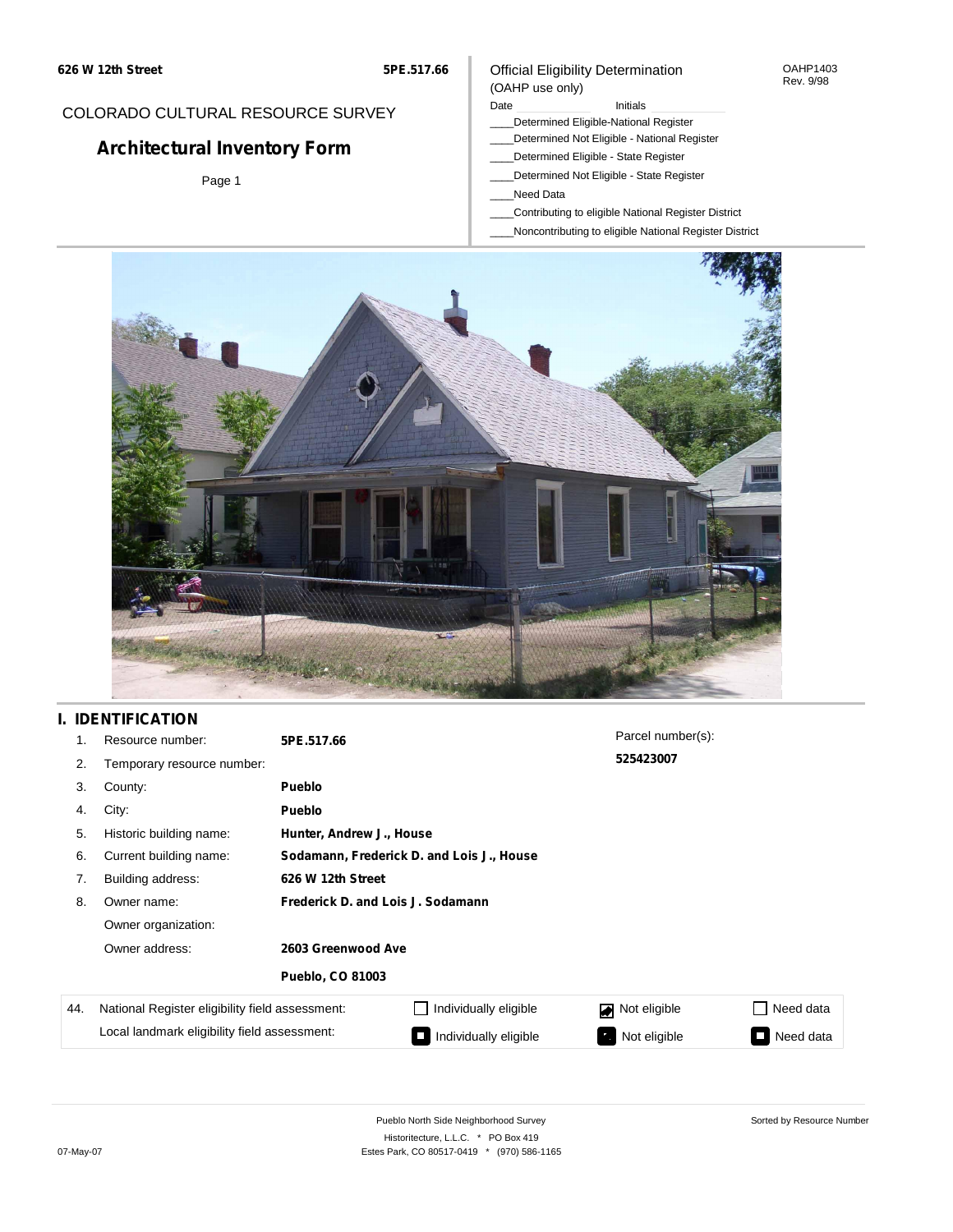626 W 12th Street

5PE.517.66

COLORADO CULTURAL RESOURCE SURVEY

# Architectural Inventory Form

Official Eligibility Determination
(OAHP use only)

OAHP1403
Rev. 9/98

Date ____________ Initials ____________

____Determined Eligible-National Register
____Determined Not Eligible - National Register
____Determined Eligible - State Register
____Determined Not Eligible - State Register
____Need Data
____Contributing to eligible National Register District
____Noncontributing to eligible National Register District

## I. IDENTIFICATION

| | | |
|---|---|---|
| 1. | Resource number: | **5PE.517.66** |
| 2. | Temporary resource number: | |
| 3. | County: | **Pueblo** |
| 4. | City: | **Pueblo** |
| 5. | Historic building name: | **Hunter, Andrew J., House** |
| 6. | Current building name: | **Sodamann, Frederick D. and Lois J., House** |
| 7. | Building address: | **626 W 12th Street** |
| 8. | Owner name: | **Frederick D. and Lois J. Sodamann** |
| | Owner organization: | |
| | Owner address: | **2603 Greenwood Ave** |
| | | **Pueblo, CO 81003** |

Parcel number(s):
**525423007**

| 44. | | | | |
|---|---|---|---|---|
| National Register eligibility field assessment: | ☐ Individually eligible | ☑ Not eligible | ☐ Need data |
| Local landmark eligibility field assessment: | ☐ Individually eligible | ☐ Not eligible | ☐ Need data |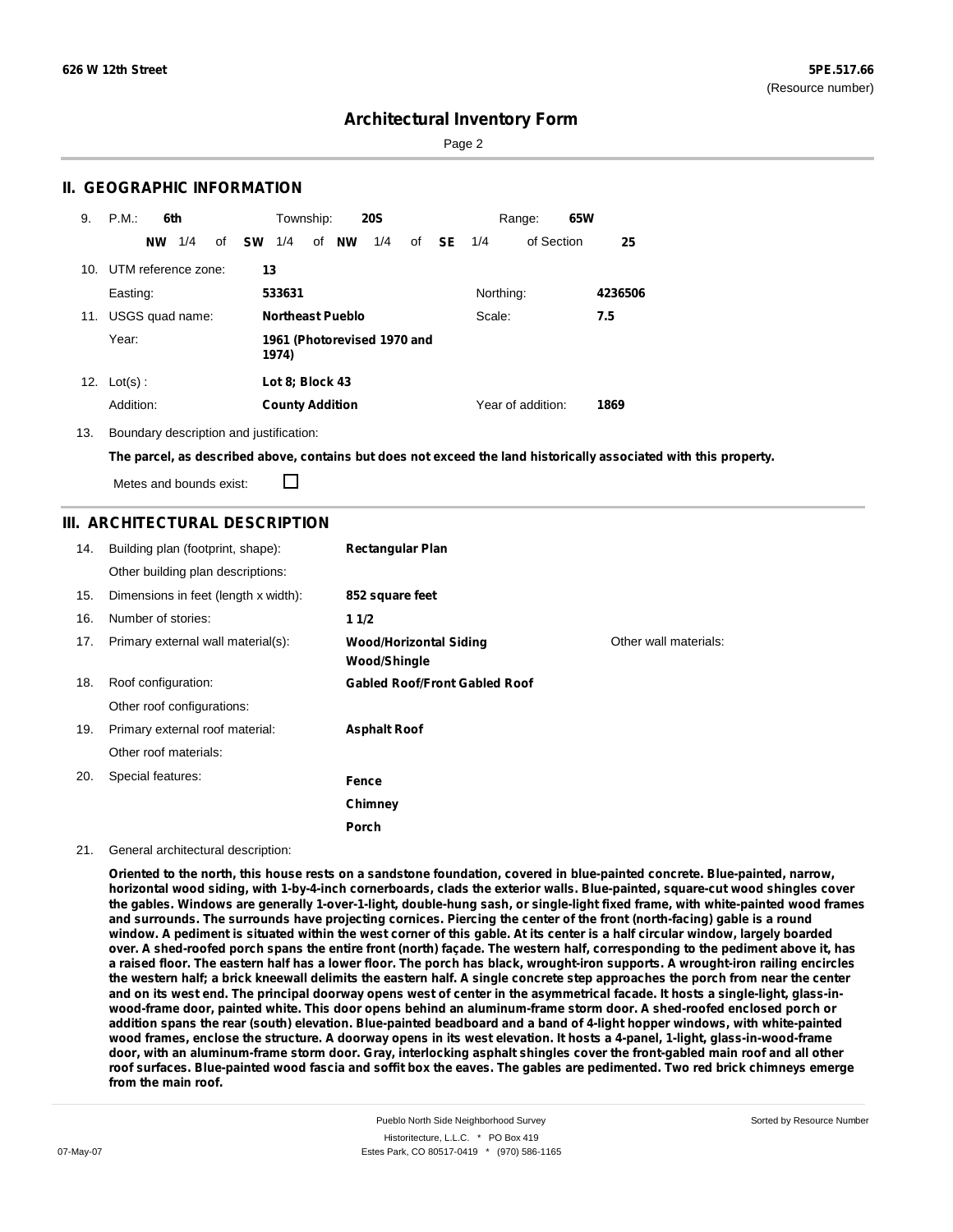626 W 12th Street

5PE.517.66
(Resource number)

# Architectural Inventory Form

## II. GEOGRAPHIC INFORMATION

9. P.M.: **6th** Township: **20S** Range: **65W**
   **NW** 1/4 of **SW** 1/4 of **NW** 1/4 of **SE** 1/4 of Section **25**

10. UTM reference zone: **13**
    Easting: **533631** Northing: **4236506**

11. USGS quad name: **Northeast Pueblo** Scale: **7.5**
    Year: **1961 (Photorevised 1970 and 1974)**

12. Lot(s) : **Lot 8; Block 43**
    Addition: **County Addition** Year of addition: **1869**

13. Boundary description and justification:

**The parcel, as described above, contains but does not exceed the land historically associated with this property.**

Metes and bounds exist: ☐

## III. ARCHITECTURAL DESCRIPTION

14. Building plan (footprint, shape): **Rectangular Plan**
    Other building plan descriptions:

15. Dimensions in feet (length x width): **852 square feet**

16. Number of stories: **1 1/2**

17. Primary external wall material(s): **Wood/Horizontal Siding**, **Wood/Shingle**
    Other wall materials:

18. Roof configuration: **Gabled Roof/Front Gabled Roof**
    Other roof configurations:

19. Primary external roof material: **Asphalt Roof**
    Other roof materials:

20. Special features: **Fence**, **Chimney**, **Porch**

21. General architectural description:

**Oriented to the north, this house rests on a sandstone foundation, covered in blue-painted concrete. Blue-painted, narrow, horizontal wood siding, with 1-by-4-inch cornerboards, clads the exterior walls. Blue-painted, square-cut wood shingles cover the gables. Windows are generally 1-over-1-light, double-hung sash, or single-light fixed frame, with white-painted wood frames and surrounds. The surrounds have projecting cornices. Piercing the center of the front (north-facing) gable is a round window. A pediment is situated within the west corner of this gable. At its center is a half circular window, largely boarded over. A shed-roofed porch spans the entire front (north) façade. The western half, corresponding to the pediment above it, has a raised floor. The eastern half has a lower floor. The porch has black, wrought-iron supports. A wrought-iron railing encircles the western half; a brick kneewall delimits the eastern half. A single concrete step approaches the porch from near the center and on its west end. The principal doorway opens west of center in the asymmetrical facade. It hosts a single-light, glass-in-wood-frame door, painted white. This door opens behind an aluminum-frame storm door. A shed-roofed enclosed porch or addition spans the rear (south) elevation. Blue-painted beadboard and a band of 4-light hopper windows, with white-painted wood frames, enclose the structure. A doorway opens in its west elevation. It hosts a 4-panel, 1-light, glass-in-wood-frame door, with an aluminum-frame storm door. Gray, interlocking asphalt shingles cover the front-gabled main roof and all other roof surfaces. Blue-painted wood fascia and soffit box the eaves. The gables are pedimented. Two red brick chimneys emerge from the main roof.**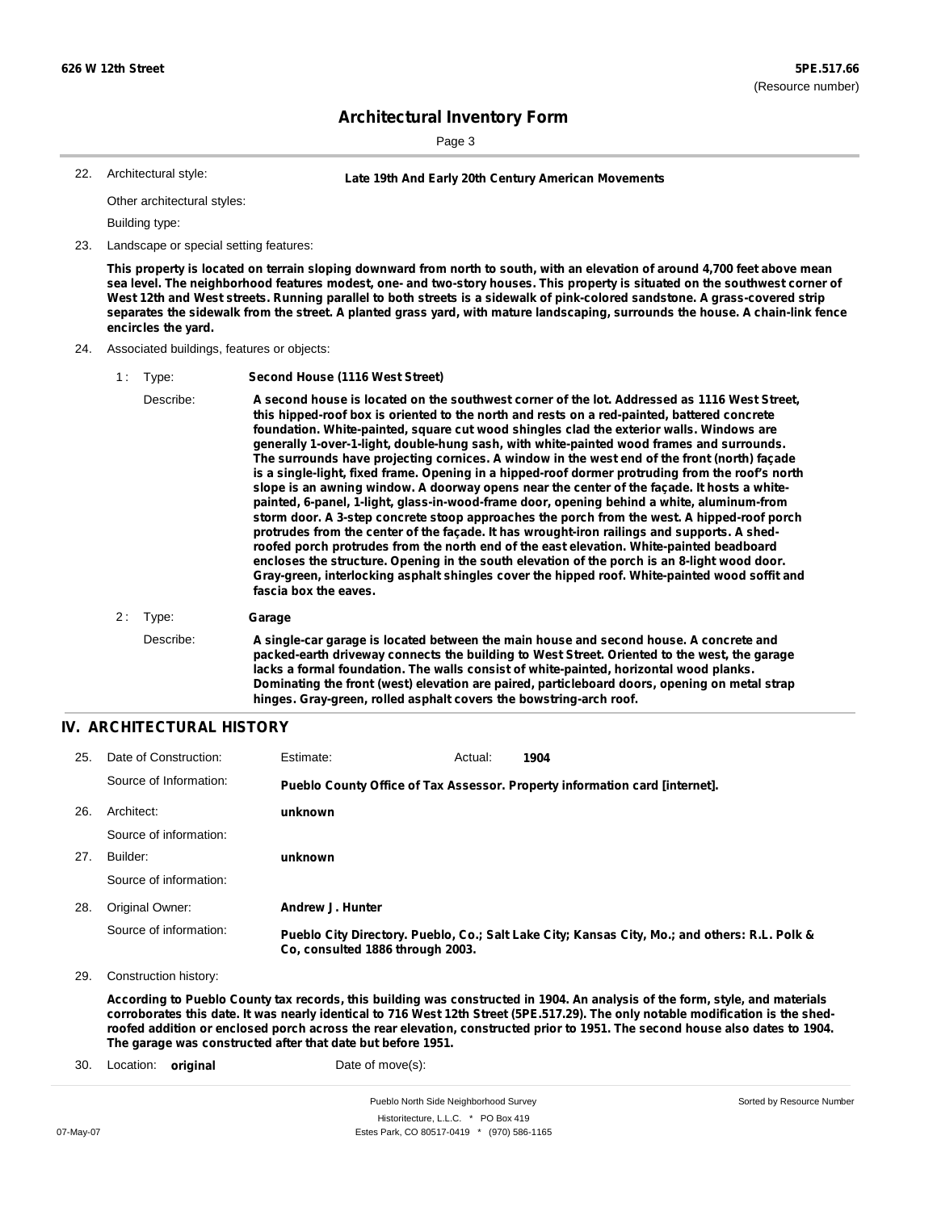**626 W 12th Street** **5PE.517.66**
(Resource number)

# Architectural Inventory Form

22. Architectural style: **Late 19th And Early 20th Century American Movements**

Other architectural styles:

Building type:

23. Landscape or special setting features:

**This property is located on terrain sloping downward from north to south, with an elevation of around 4,700 feet above mean sea level. The neighborhood features modest, one- and two-story houses. This property is situated on the southwest corner of West 12th and West streets. Running parallel to both streets is a sidewalk of pink-colored sandstone. A grass-covered strip separates the sidewalk from the street. A planted grass yard, with mature landscaping, surrounds the house. A chain-link fence encircles the yard.**

24. Associated buildings, features or objects:

1 : Type: **Second House (1116 West Street)**

Describe: **A second house is located on the southwest corner of the lot. Addressed as 1116 West Street, this hipped-roof box is oriented to the north and rests on a red-painted, battered concrete foundation. White-painted, square cut wood shingles clad the exterior walls. Windows are generally 1-over-1-light, double-hung sash, with white-painted wood frames and surrounds. The surrounds have projecting cornices. A window in the west end of the front (north) façade is a single-light, fixed frame. Opening in a hipped-roof dormer protruding from the roof's north slope is an awning window. A doorway opens near the center of the façade. It hosts a white-painted, 6-panel, 1-light, glass-in-wood-frame door, opening behind a white, aluminum-from storm door. A 3-step concrete stoop approaches the porch from the west. A hipped-roof porch protrudes from the center of the façade. It has wrought-iron railings and supports. A shed-roofed porch protrudes from the north end of the east elevation. White-painted beadboard encloses the structure. Opening in the south elevation of the porch is an 8-light wood door. Gray-green, interlocking asphalt shingles cover the hipped roof. White-painted wood soffit and fascia box the eaves.**

2 : Type: **Garage**

Describe: **A single-car garage is located between the main house and second house. A concrete and packed-earth driveway connects the building to West Street. Oriented to the west, the garage lacks a formal foundation. The walls consist of white-painted, horizontal wood planks. Dominating the front (west) elevation are paired, particleboard doors, opening on metal strap hinges. Gray-green, rolled asphalt covers the bowstring-arch roof.**

## IV. ARCHITECTURAL HISTORY

25. Date of Construction: Estimate: Actual: **1904**

Source of Information: **Pueblo County Office of Tax Assessor. Property information card [internet].**

26. Architect: **unknown**

Source of information:

27. Builder: **unknown**

Source of information:

28. Original Owner: **Andrew J. Hunter**

Source of information: **Pueblo City Directory. Pueblo, Co.; Salt Lake City; Kansas City, Mo.; and others: R.L. Polk & Co, consulted 1886 through 2003.**

29. Construction history:

**According to Pueblo County tax records, this building was constructed in 1904. An analysis of the form, style, and materials corroborates this date. It was nearly identical to 716 West 12th Street (5PE.517.29). The only notable modification is the shed-roofed addition or enclosed porch across the rear elevation, constructed prior to 1951. The second house also dates to 1904. The garage was constructed after that date but before 1951.**

30. Location: **original** Date of move(s):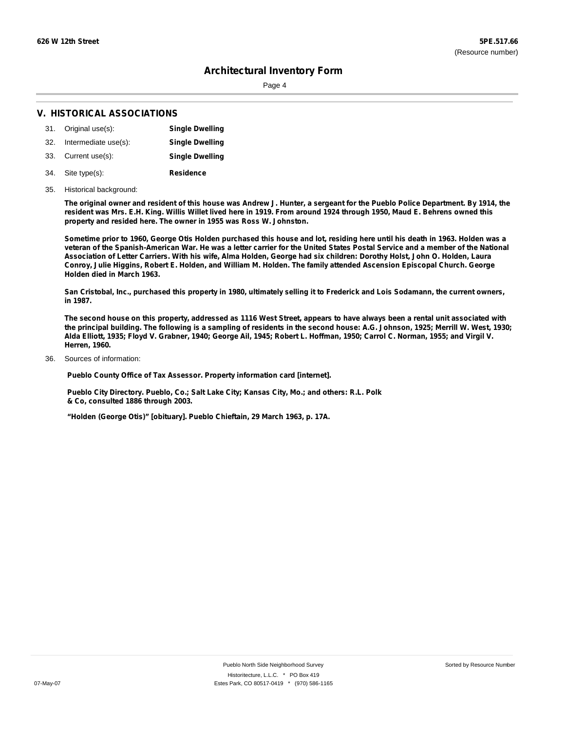## V. HISTORICAL ASSOCIATIONS

31. Original use(s): **Single Dwelling**
32. Intermediate use(s): **Single Dwelling**
33. Current use(s): **Single Dwelling**
34. Site type(s): **Residence**
35. Historical background:

**The original owner and resident of this house was Andrew J. Hunter, a sergeant for the Pueblo Police Department. By 1914, the resident was Mrs. E.H. King. Willis Willet lived here in 1919. From around 1924 through 1950, Maud E. Behrens owned this property and resided here. The owner in 1955 was Ross W. Johnston.**

**Sometime prior to 1960, George Otis Holden purchased this house and lot, residing here until his death in 1963. Holden was a veteran of the Spanish-American War. He was a letter carrier for the United States Postal Service and a member of the National Association of Letter Carriers. With his wife, Alma Holden, George had six children: Dorothy Holst, John O. Holden, Laura Conroy, Julie Higgins, Robert E. Holden, and William M. Holden. The family attended Ascension Episcopal Church. George Holden died in March 1963.**

**San Cristobal, Inc., purchased this property in 1980, ultimately selling it to Frederick and Lois Sodamann, the current owners, in 1987.**

**The second house on this property, addressed as 1116 West Street, appears to have always been a rental unit associated with the principal building. The following is a sampling of residents in the second house: A.G. Johnson, 1925; Merrill W. West, 1930; Alda Elliott, 1935; Floyd V. Grabner, 1940; George Ail, 1945; Robert L. Hoffman, 1950; Carrol C. Norman, 1955; and Virgil V. Herren, 1960.**

36. Sources of information:

**Pueblo County Office of Tax Assessor. Property information card [internet].**

**Pueblo City Directory. Pueblo, Co.; Salt Lake City; Kansas City, Mo.; and others: R.L. Polk & Co, consulted 1886 through 2003.**

**"Holden (George Otis)" [obituary]. Pueblo Chieftain, 29 March 1963, p. 17A.**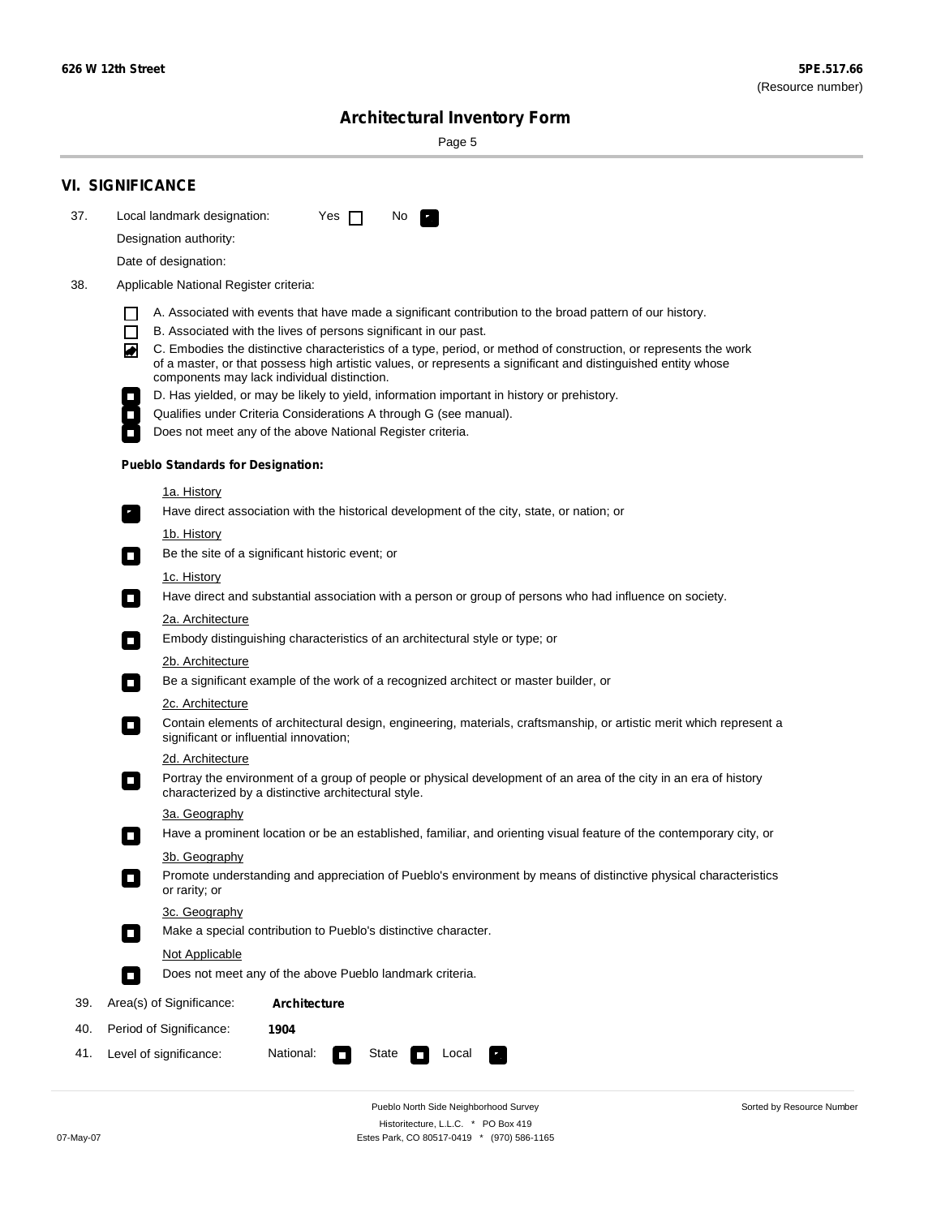## VI. SIGNIFICANCE

37. Local landmark designation: Yes [ ] No [x]

Designation authority:

Date of designation:

38. Applicable National Register criteria:

- [ ] A. Associated with events that have made a significant contribution to the broad pattern of our history.
- [ ] B. Associated with the lives of persons significant in our past.
- [x] C. Embodies the distinctive characteristics of a type, period, or method of construction, or represents the work of a master, or that possess high artistic values, or represents a significant and distinguished entity whose components may lack individual distinction.
- [ ] D. Has yielded, or may be likely to yield, information important in history or prehistory.
- [ ] Qualifies under Criteria Considerations A through G (see manual).
- [ ] Does not meet any of the above National Register criteria.

**Pueblo Standards for Designation:**

1a. History
- [x] Have direct association with the historical development of the city, state, or nation; or

1b. History
- [ ] Be the site of a significant historic event; or

1c. History
- [ ] Have direct and substantial association with a person or group of persons who had influence on society.

2a. Architecture
- [ ] Embody distinguishing characteristics of an architectural style or type; or

2b. Architecture
- [ ] Be a significant example of the work of a recognized architect or master builder, or

2c. Architecture
- [ ] Contain elements of architectural design, engineering, materials, craftsmanship, or artistic merit which represent a significant or influential innovation;

2d. Architecture
- [ ] Portray the environment of a group of people or physical development of an area of the city in an era of history characterized by a distinctive architectural style.

3a. Geography
- [ ] Have a prominent location or be an established, familiar, and orienting visual feature of the contemporary city, or

3b. Geography
- [ ] Promote understanding and appreciation of Pueblo's environment by means of distinctive physical characteristics or rarity; or

3c. Geography
- [ ] Make a special contribution to Pueblo's distinctive character.

Not Applicable
- [ ] Does not meet any of the above Pueblo landmark criteria.

39. Area(s) of Significance: **Architecture**

40. Period of Significance: **1904**

41. Level of significance: National: [ ] State [ ] Local [x]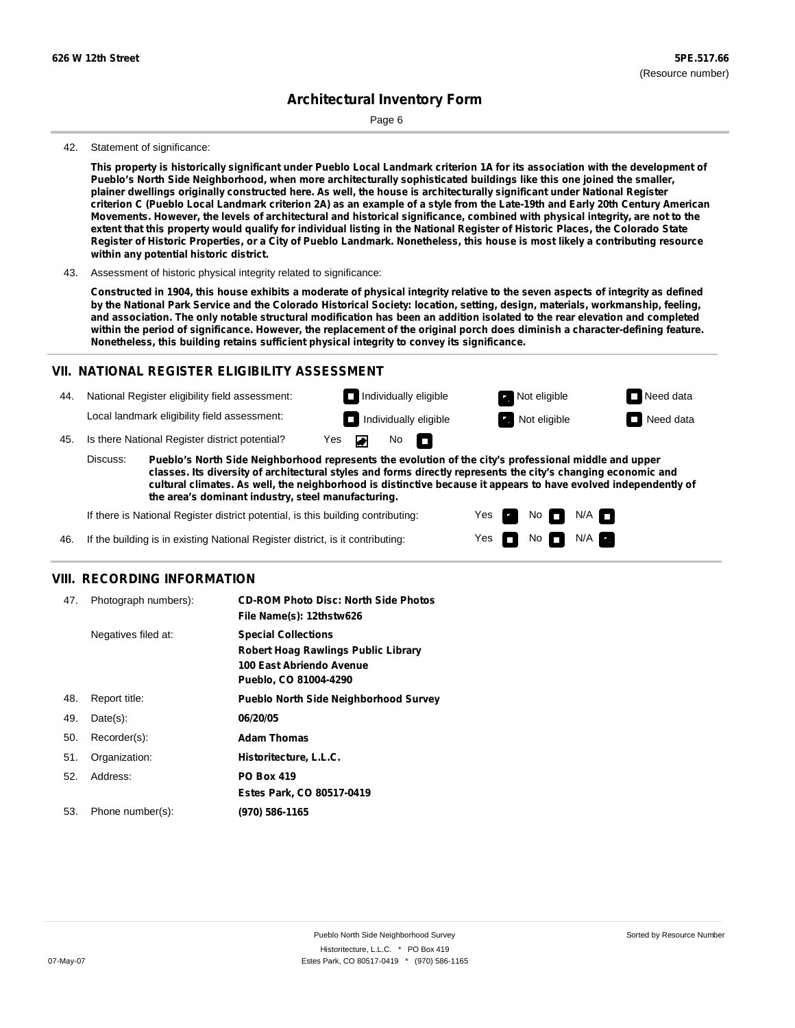42. Statement of significance:

**This property is historically significant under Pueblo Local Landmark criterion 1A for its association with the development of Pueblo's North Side Neighborhood, when more architecturally sophisticated buildings like this one joined the smaller, plainer dwellings originally constructed here. As well, the house is architecturally significant under National Register criterion C (Pueblo Local Landmark criterion 2A) as an example of a style from the Late-19th and Early 20th Century American Movements. However, the levels of architectural and historical significance, combined with physical integrity, are not to the extent that this property would qualify for individual listing in the National Register of Historic Places, the Colorado State Register of Historic Properties, or a City of Pueblo Landmark. Nonetheless, this house is most likely a contributing resource within any potential historic district.**

43. Assessment of historic physical integrity related to significance:

**Constructed in 1904, this house exhibits a moderate of physical integrity relative to the seven aspects of integrity as defined by the National Park Service and the Colorado Historical Society: location, setting, design, materials, workmanship, feeling, and association. The only notable structural modification has been an addition isolated to the rear elevation and completed within the period of significance. However, the replacement of the original porch does diminish a character-defining feature. Nonetheless, this building retains sufficient physical integrity to convey its significance.**

## VII. NATIONAL REGISTER ELIGIBILITY ASSESSMENT

44. National Register eligibility field assessment: Individually eligible ☐ Not eligible ☒ Need data ☐

Local landmark eligibility field assessment: Individually eligible ☐ Not eligible ☒ Need data ☐

45. Is there National Register district potential? Yes ☒ No ☐

Discuss: **Pueblo's North Side Neighborhood represents the evolution of the city's professional middle and upper classes. Its diversity of architectural styles and forms directly represents the city's changing economic and cultural climates. As well, the neighborhood is distinctive because it appears to have evolved independently of the area's dominant industry, steel manufacturing.**

If there is National Register district potential, is this building contributing: Yes ☒ No ☐ N/A ☐

46. If the building is in existing National Register district, is it contributing: Yes ☐ No ☐ N/A ☒

## VIII. RECORDING INFORMATION

| | | |
|---|---|---|
| 47. | Photograph numbers): | **CD-ROM Photo Disc: North Side Photos**<br>**File Name(s): 12thstw626** |
| | Negatives filed at: | **Special Collections**<br>**Robert Hoag Rawlings Public Library**<br>**100 East Abriendo Avenue**<br>**Pueblo, CO 81004-4290** |
| 48. | Report title: | **Pueblo North Side Neighborhood Survey** |
| 49. | Date(s): | **06/20/05** |
| 50. | Recorder(s): | **Adam Thomas** |
| 51. | Organization: | **Historitecture, L.L.C.** |
| 52. | Address: | **PO Box 419**<br>**Estes Park, CO 80517-0419** |
| 53. | Phone number(s): | **(970) 586-1165** |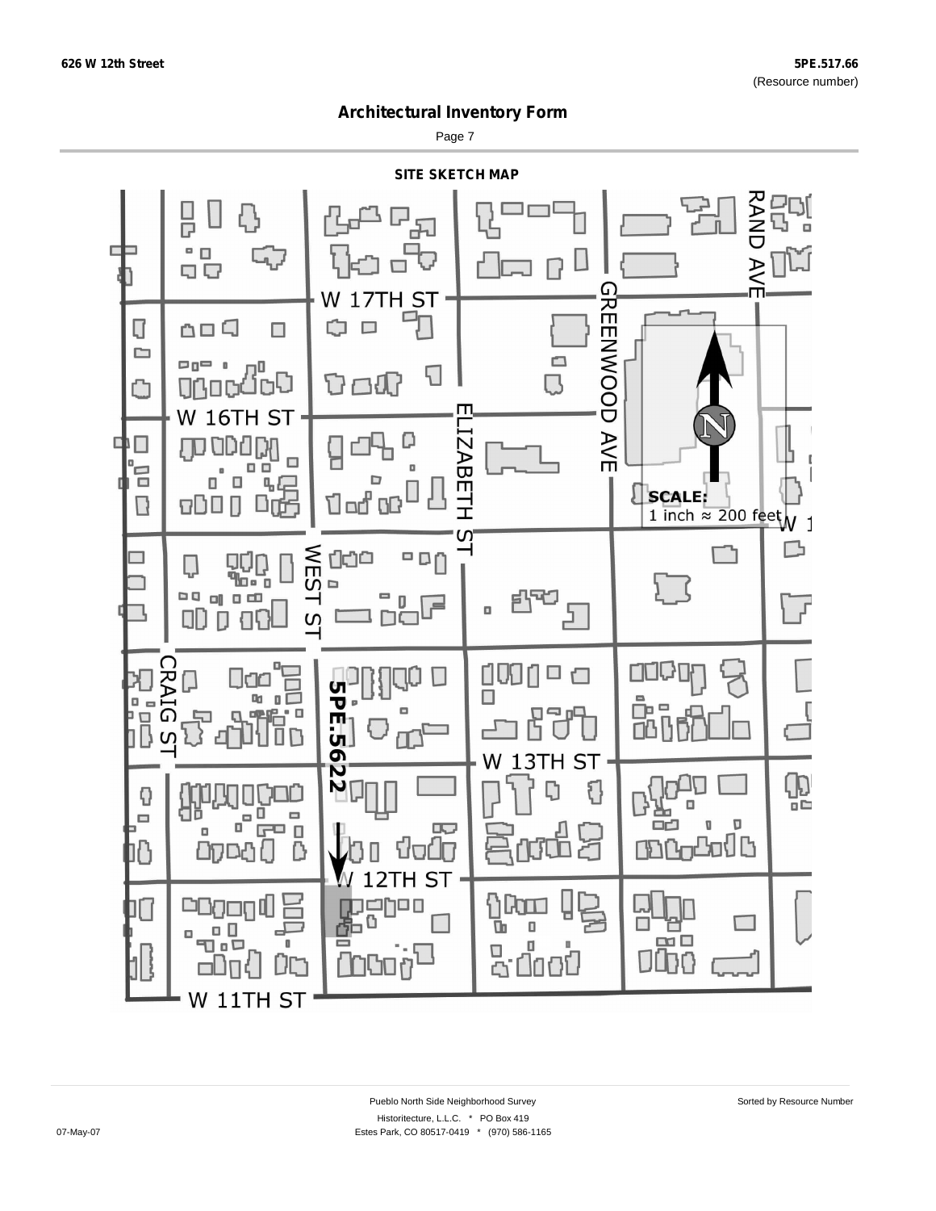626 W 12th Street

5PE.517.66
(Resource number)

## Architectural Inventory Form

Page 7

### SITE SKETCH MAP

W 17TH ST

W 16TH ST

W 13TH ST

W 12TH ST

W 11TH ST

CRAIG ST

WEST ST

ELIZABETH ST

GREENWOOD AVE

RAND AVE

5PE.5622

N

**SCALE:**
1 inch ≈ 200 feet

Pueblo North Side Neighborhood Survey

Sorted by Resource Number

Historitecture, L.L.C. * PO Box 419

07-May-07

Estes Park, CO 80517-0419 * (970) 586-1165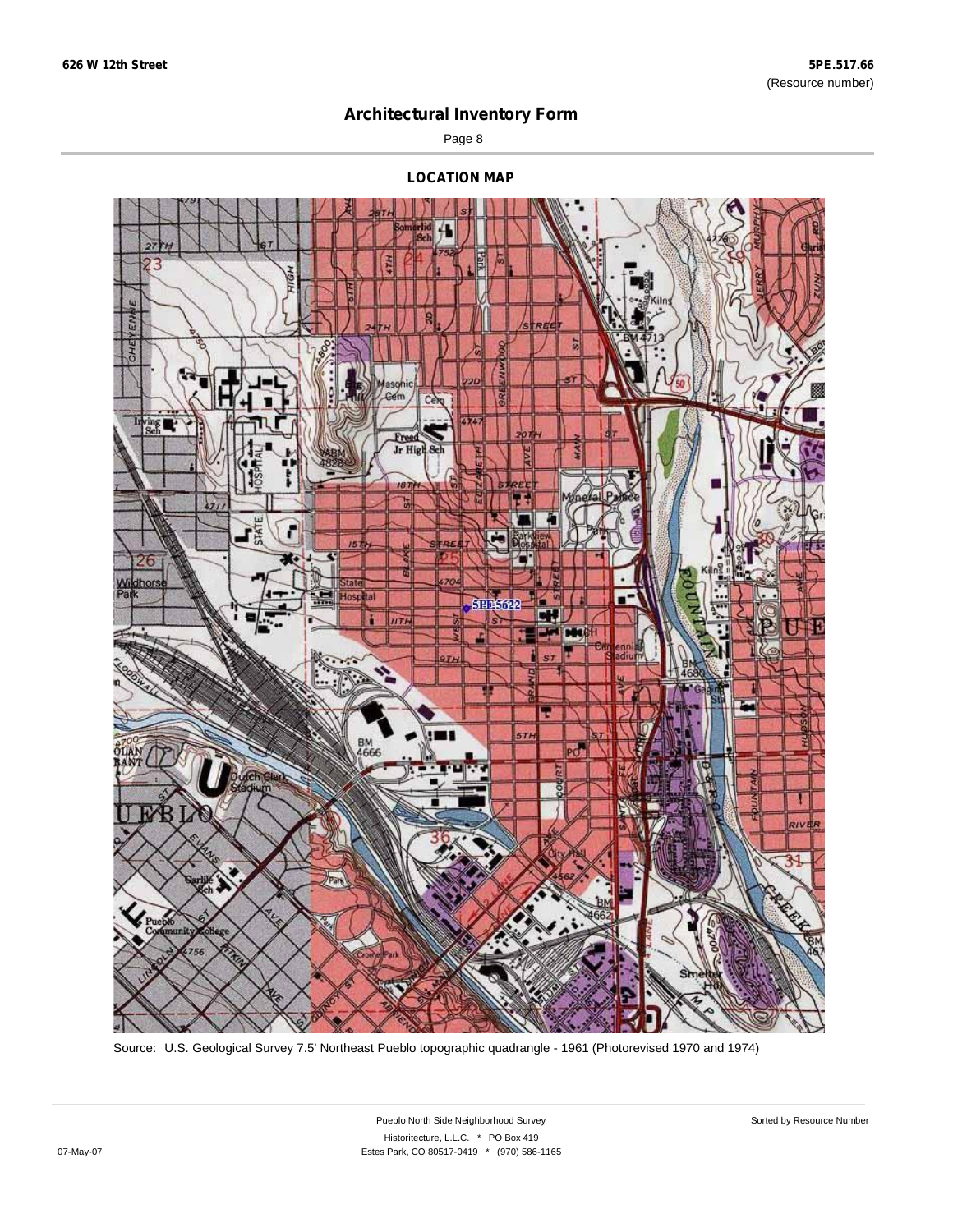## LOCATION MAP

Source: U.S. Geological Survey 7.5' Northeast Pueblo topographic quadrangle - 1961 (Photorevised 1970 and 1974)